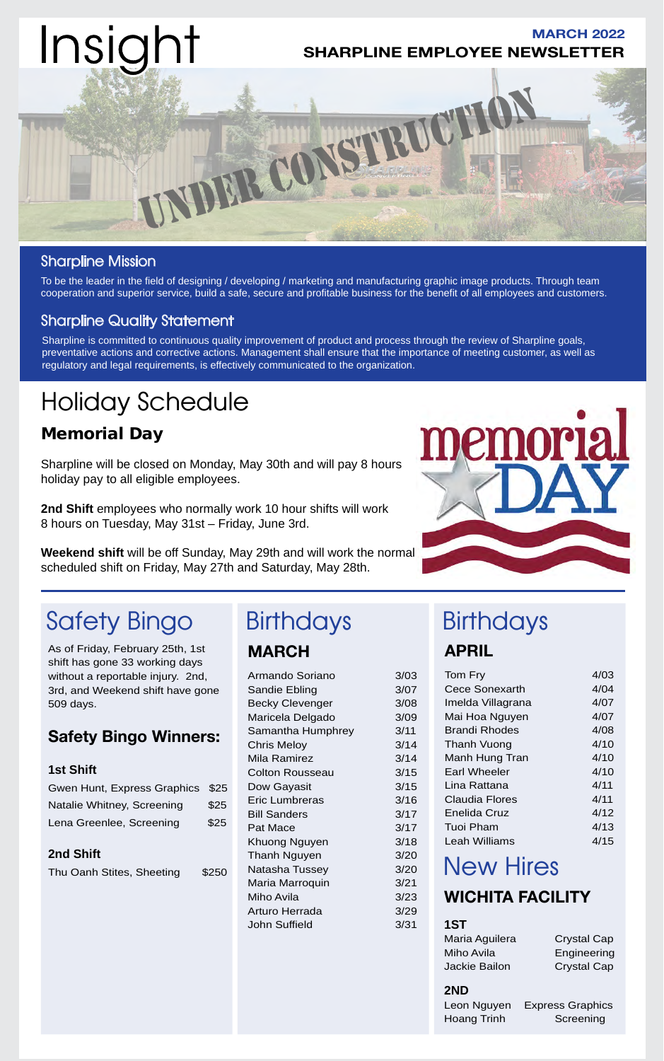# Insight

**MARCH 2022**
**SHARPLINE EMPLOYEE NEWSLETTER**

UNDER CONSTRUCTION

## Sharpline Mission

To be the leader in the field of designing / developing / marketing and manufacturing graphic image products. Through team cooperation and superior service, build a safe, secure and profitable business for the benefit of all employees and customers.

## Sharpline Quality Statement

Sharpline is committed to continuous quality improvement of product and process through the review of Sharpline goals, preventative actions and corrective actions. Management shall ensure that the importance of meeting customer, as well as regulatory and legal requirements, is effectively communicated to the organization.

# Holiday Schedule

### Memorial Day

Sharpline will be closed on Monday, May 30th and will pay 8 hours holiday pay to all eligible employees.

**2nd Shift** employees who normally work 10 hour shifts will work 8 hours on Tuesday, May 31st – Friday, June 3rd.

**Weekend shift** will be off Sunday, May 29th and will work the normal scheduled shift on Friday, May 27th and Saturday, May 28th.

# Safety Bingo

As of Friday, February 25th, 1st shift has gone 33 working days without a reportable injury. 2nd, 3rd, and Weekend shift have gone 509 days.

### Safety Bingo Winners:

**1st Shift**

| | |
|---|---|
| Gwen Hunt, Express Graphics | $25 |
| Natalie Whitney, Screening | $25 |
| Lena Greenlee, Screening | $25 |

**2nd Shift**

| | |
|---|---|
| Thu Oanh Stites, Sheeting | $250 |

# Birthdays

### MARCH

| | |
|---|---|
| Armando Soriano | 3/03 |
| Sandie Ebling | 3/07 |
| Becky Clevenger | 3/08 |
| Maricela Delgado | 3/09 |
| Samantha Humphrey | 3/11 |
| Chris Meloy | 3/14 |
| Mila Ramirez | 3/14 |
| Colton Rousseau | 3/15 |
| Dow Gayasit | 3/15 |
| Eric Lumbreras | 3/16 |
| Bill Sanders | 3/17 |
| Pat Mace | 3/17 |
| Khuong Nguyen | 3/18 |
| Thanh Nguyen | 3/20 |
| Natasha Tussey | 3/20 |
| Maria Marroquin | 3/21 |
| Miho Avila | 3/23 |
| Arturo Herrada | 3/29 |
| John Suffield | 3/31 |

# Birthdays

### APRIL

| | |
|---|---|
| Tom Fry | 4/03 |
| Cece Sonexarth | 4/04 |
| Imelda Villagrana | 4/07 |
| Mai Hoa Nguyen | 4/07 |
| Brandi Rhodes | 4/08 |
| Thanh Vuong | 4/10 |
| Manh Hung Tran | 4/10 |
| Earl Wheeler | 4/10 |
| Lina Rattana | 4/11 |
| Claudia Flores | 4/11 |
| Enelida Cruz | 4/12 |
| Tuoi Pham | 4/13 |
| Leah Williams | 4/15 |

# New Hires

### WICHITA FACILITY

**1ST**

| | |
|---|---|
| Maria Aguilera | Crystal Cap |
| Miho Avila | Engineering |
| Jackie Bailon | Crystal Cap |

**2ND**

| | |
|---|---|
| Leon Nguyen | Express Graphics |
| Hoang Trinh | Screening |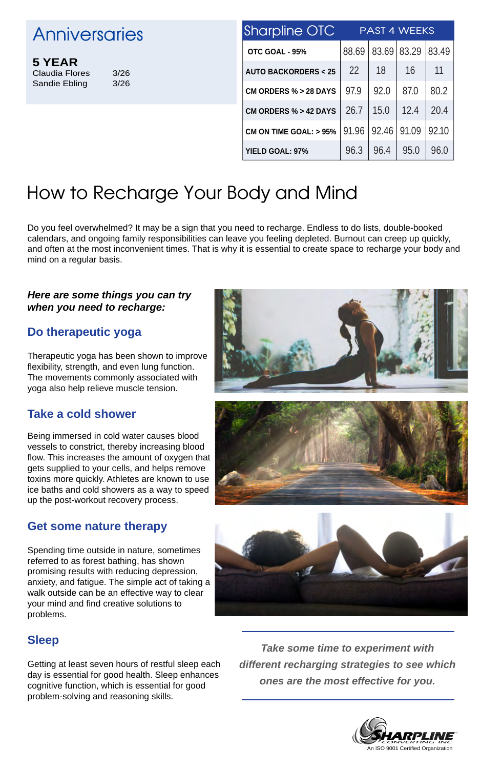## Anniversaries

**5 YEAR**

Claudia Flores 3/26
Sandie Ebling 3/26

## Sharpline OTC

| | PAST 4 WEEKS | | | |
|---|---|---|---|---|
| OTC GOAL - 95% | 88.69 | 83.69 | 83.29 | 83.49 |
| AUTO BACKORDERS < 25 | 22 | 18 | 16 | 11 |
| CM ORDERS % > 28 DAYS | 97.9 | 92.0 | 87.0 | 80.2 |
| CM ORDERS % > 42 DAYS | 26.7 | 15.0 | 12.4 | 20.4 |
| CM ON TIME GOAL: > 95% | 91.96 | 92.46 | 91.09 | 92.10 |
| YIELD GOAL: 97% | 96.3 | 96.4 | 95.0 | 96.0 |

# How to Recharge Your Body and Mind

Do you feel overwhelmed? It may be a sign that you need to recharge. Endless to do lists, double-booked calendars, and ongoing family responsibilities can leave you feeling depleted. Burnout can creep up quickly, and often at the most inconvenient times. That is why it is essential to create space to recharge your body and mind on a regular basis.

***Here are some things you can try when you need to recharge:***

## Do therapeutic yoga

Therapeutic yoga has been shown to improve flexibility, strength, and even lung function. The movements commonly associated with yoga also help relieve muscle tension.

## Take a cold shower

Being immersed in cold water causes blood vessels to constrict, thereby increasing blood flow. This increases the amount of oxygen that gets supplied to your cells, and helps remove toxins more quickly. Athletes are known to use ice baths and cold showers as a way to speed up the post-workout recovery process.

## Get some nature therapy

Spending time outside in nature, sometimes referred to as forest bathing, has shown promising results with reducing depression, anxiety, and fatigue. The simple act of taking a walk outside can be an effective way to clear your mind and find creative solutions to problems.

## Sleep

Getting at least seven hours of restful sleep each day is essential for good health. Sleep enhances cognitive function, which is essential for good problem-solving and reasoning skills.

***Take some time to experiment with different recharging strategies to see which ones are the most effective for you.***

SHARPLINE CONVERTING INC
An ISO 9001 Certified Organization